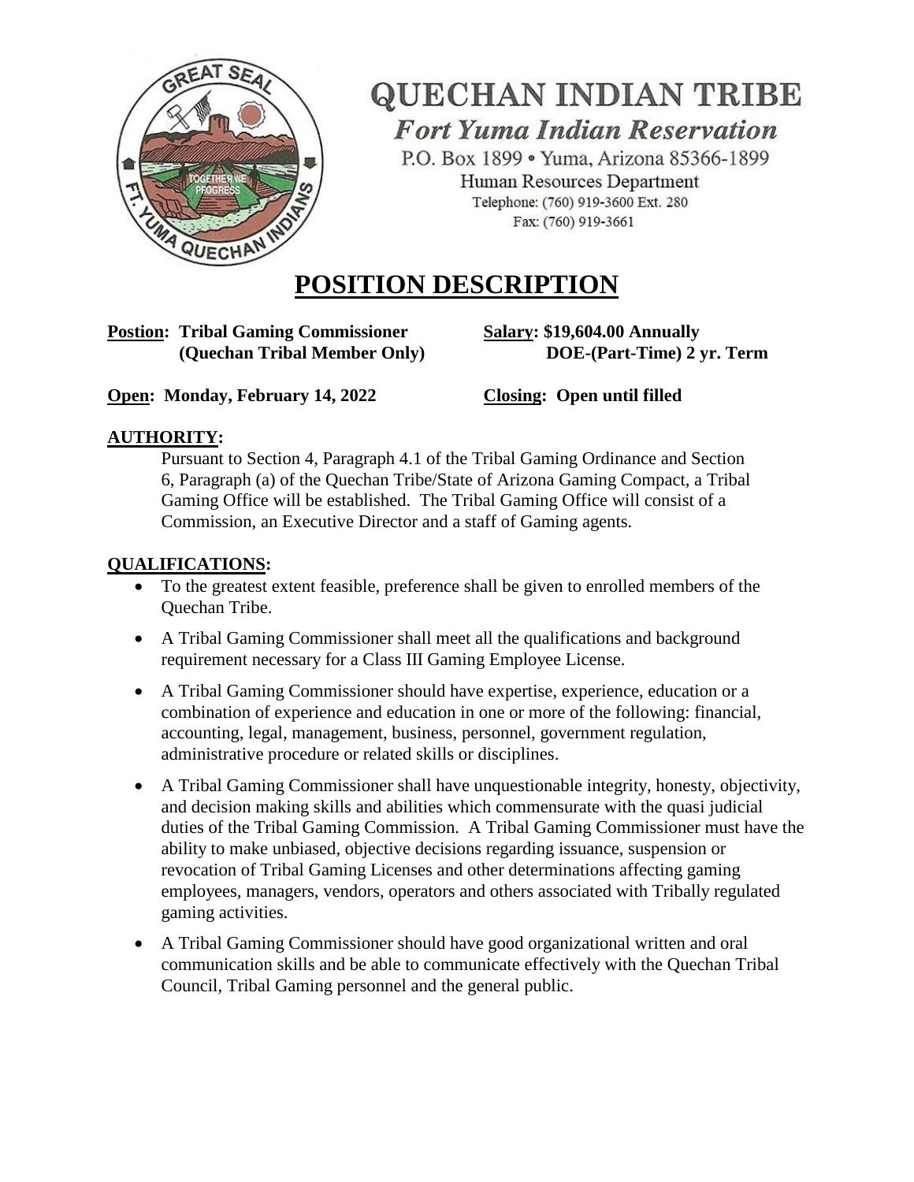# QUECHAN INDIAN TRIBE

*Fort Yuma Indian Reservation*

P.O. Box 1899 • Yuma, Arizona 85366-1899

Human Resources Department

Telephone: (760) 919-3600 Ext. 280

Fax: (760) 919-3661

# POSITION DESCRIPTION

**Postion: Tribal Gaming Commissioner (Quechan Tribal Member Only)**

**Salary: $19,604.00 Annually DOE-(Part-Time) 2 yr. Term**

**Open: Monday, February 14, 2022**

**Closing: Open until filled**

## AUTHORITY:

Pursuant to Section 4, Paragraph 4.1 of the Tribal Gaming Ordinance and Section 6, Paragraph (a) of the Quechan Tribe/State of Arizona Gaming Compact, a Tribal Gaming Office will be established. The Tribal Gaming Office will consist of a Commission, an Executive Director and a staff of Gaming agents.

## QUALIFICATIONS:

- To the greatest extent feasible, preference shall be given to enrolled members of the Quechan Tribe.
- A Tribal Gaming Commissioner shall meet all the qualifications and background requirement necessary for a Class III Gaming Employee License.
- A Tribal Gaming Commissioner should have expertise, experience, education or a combination of experience and education in one or more of the following: financial, accounting, legal, management, business, personnel, government regulation, administrative procedure or related skills or disciplines.
- A Tribal Gaming Commissioner shall have unquestionable integrity, honesty, objectivity, and decision making skills and abilities which commensurate with the quasi judicial duties of the Tribal Gaming Commission. A Tribal Gaming Commissioner must have the ability to make unbiased, objective decisions regarding issuance, suspension or revocation of Tribal Gaming Licenses and other determinations affecting gaming employees, managers, vendors, operators and others associated with Tribally regulated gaming activities.
- A Tribal Gaming Commissioner should have good organizational written and oral communication skills and be able to communicate effectively with the Quechan Tribal Council, Tribal Gaming personnel and the general public.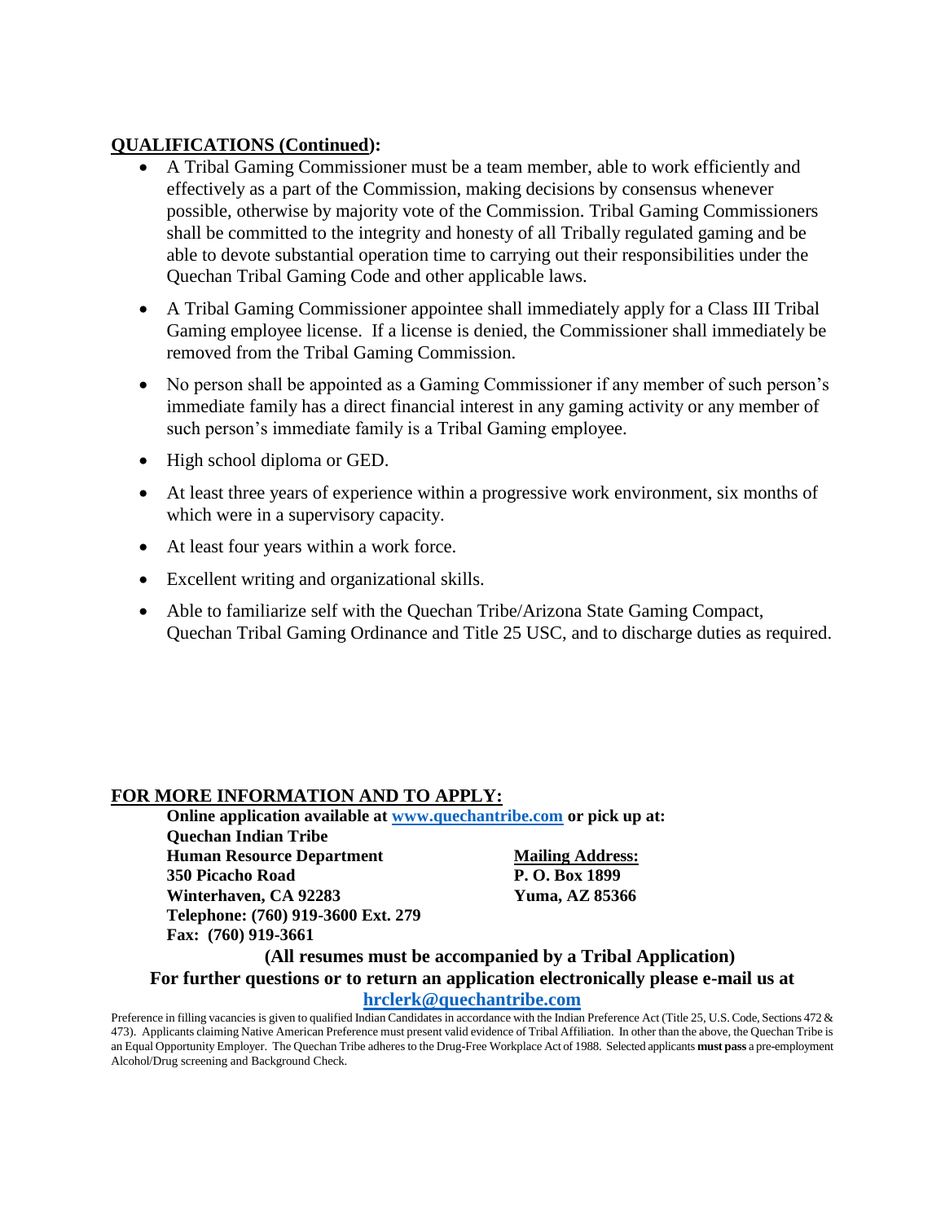## QUALIFICATIONS (Continued):

- A Tribal Gaming Commissioner must be a team member, able to work efficiently and effectively as a part of the Commission, making decisions by consensus whenever possible, otherwise by majority vote of the Commission. Tribal Gaming Commissioners shall be committed to the integrity and honesty of all Tribally regulated gaming and be able to devote substantial operation time to carrying out their responsibilities under the Quechan Tribal Gaming Code and other applicable laws.
- A Tribal Gaming Commissioner appointee shall immediately apply for a Class III Tribal Gaming employee license. If a license is denied, the Commissioner shall immediately be removed from the Tribal Gaming Commission.
- No person shall be appointed as a Gaming Commissioner if any member of such person's immediate family has a direct financial interest in any gaming activity or any member of such person's immediate family is a Tribal Gaming employee.
- High school diploma or GED.
- At least three years of experience within a progressive work environment, six months of which were in a supervisory capacity.
- At least four years within a work force.
- Excellent writing and organizational skills.
- Able to familiarize self with the Quechan Tribe/Arizona State Gaming Compact, Quechan Tribal Gaming Ordinance and Title 25 USC, and to discharge duties as required.

## FOR MORE INFORMATION AND TO APPLY:

**Online application available at [www.quechantribe.com](http://www.quechantribe.com) or pick up at:**

**Quechan Indian Tribe**
**Human Resource Department**
**350 Picacho Road**
**Winterhaven, CA 92283**
**Telephone: (760) 919-3600 Ext. 279**
**Fax: (760) 919-3661**

**Mailing Address:**
**P. O. Box 1899**
**Yuma, AZ 85366**

**(All resumes must be accompanied by a Tribal Application)**

**For further questions or to return an application electronically please e-mail us at [hrclerk@quechantribe.com](mailto:hrclerk@quechantribe.com)**

Preference in filling vacancies is given to qualified Indian Candidates in accordance with the Indian Preference Act (Title 25, U.S. Code, Sections 472 & 473). Applicants claiming Native American Preference must present valid evidence of Tribal Affiliation. In other than the above, the Quechan Tribe is an Equal Opportunity Employer. The Quechan Tribe adheres to the Drug-Free Workplace Act of 1988. Selected applicants **must pass** a pre-employment Alcohol/Drug screening and Background Check.